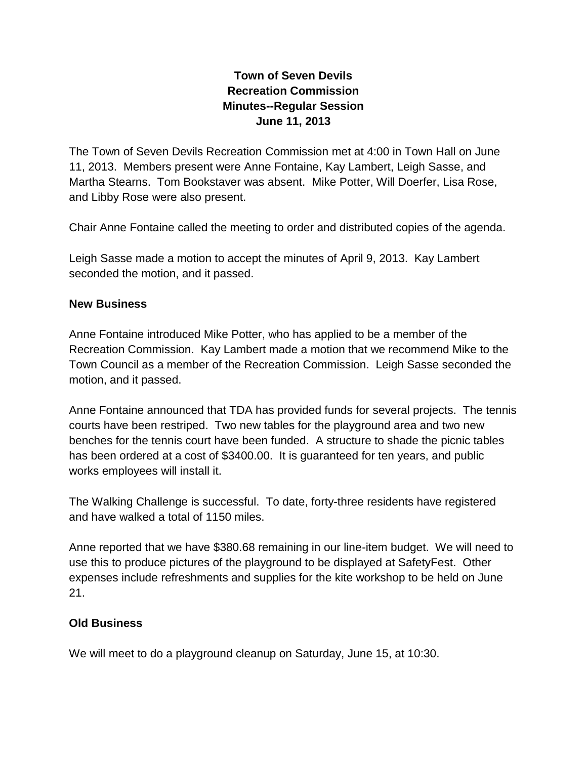# Town of Seven Devils
## Recreation Commission
## Minutes--Regular Session
## June 11, 2013

The Town of Seven Devils Recreation Commission met at 4:00 in Town Hall on June 11, 2013. Members present were Anne Fontaine, Kay Lambert, Leigh Sasse, and Martha Stearns. Tom Bookstaver was absent. Mike Potter, Will Doerfer, Lisa Rose, and Libby Rose were also present.

Chair Anne Fontaine called the meeting to order and distributed copies of the agenda.

Leigh Sasse made a motion to accept the minutes of April 9, 2013. Kay Lambert seconded the motion, and it passed.

### New Business

Anne Fontaine introduced Mike Potter, who has applied to be a member of the Recreation Commission. Kay Lambert made a motion that we recommend Mike to the Town Council as a member of the Recreation Commission. Leigh Sasse seconded the motion, and it passed.

Anne Fontaine announced that TDA has provided funds for several projects. The tennis courts have been restriped. Two new tables for the playground area and two new benches for the tennis court have been funded. A structure to shade the picnic tables has been ordered at a cost of $3400.00. It is guaranteed for ten years, and public works employees will install it.

The Walking Challenge is successful. To date, forty-three residents have registered and have walked a total of 1150 miles.

Anne reported that we have $380.68 remaining in our line-item budget. We will need to use this to produce pictures of the playground to be displayed at SafetyFest. Other expenses include refreshments and supplies for the kite workshop to be held on June 21.

### Old Business

We will meet to do a playground cleanup on Saturday, June 15, at 10:30.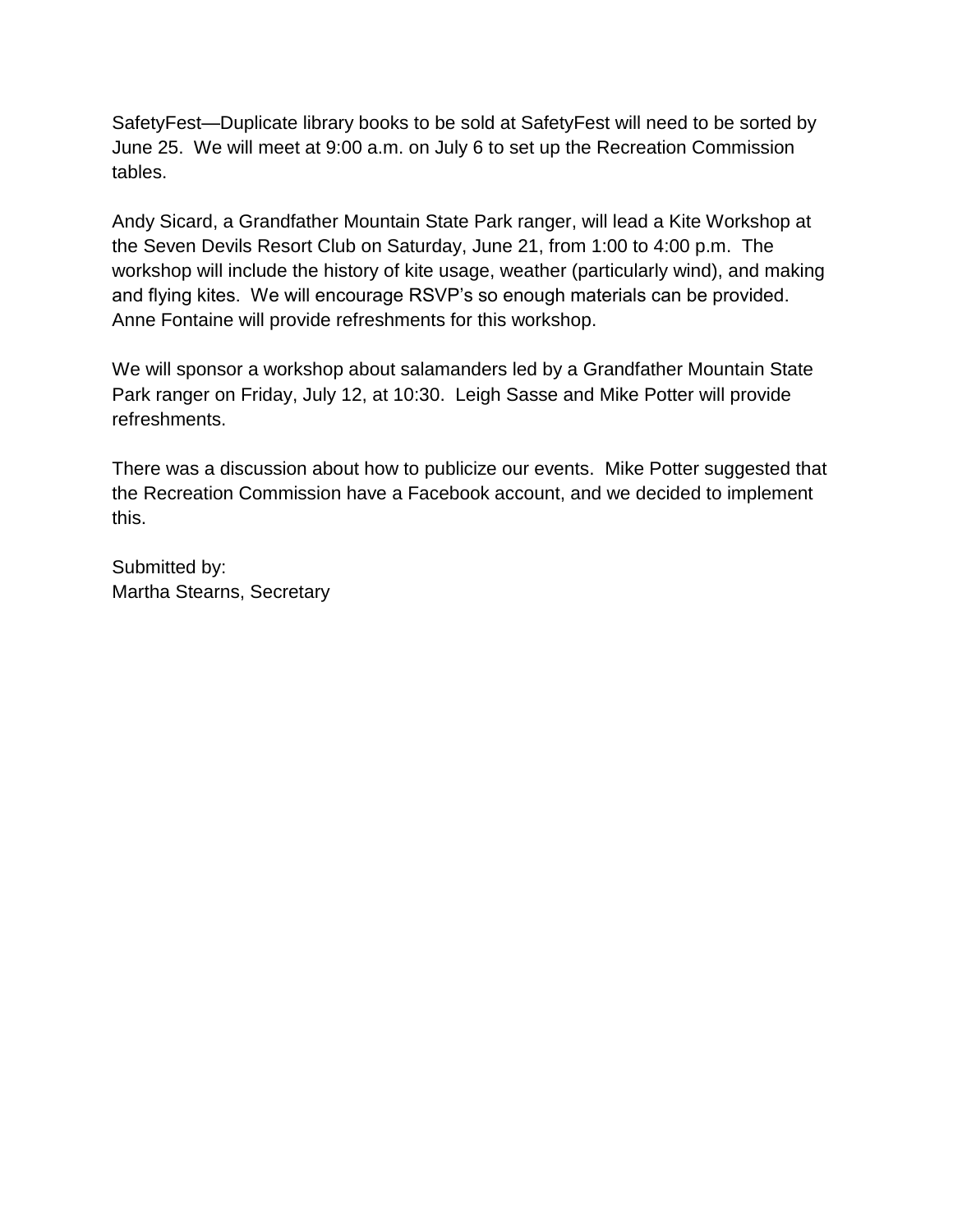SafetyFest—Duplicate library books to be sold at SafetyFest will need to be sorted by June 25. We will meet at 9:00 a.m. on July 6 to set up the Recreation Commission tables.

Andy Sicard, a Grandfather Mountain State Park ranger, will lead a Kite Workshop at the Seven Devils Resort Club on Saturday, June 21, from 1:00 to 4:00 p.m. The workshop will include the history of kite usage, weather (particularly wind), and making and flying kites. We will encourage RSVP's so enough materials can be provided. Anne Fontaine will provide refreshments for this workshop.

We will sponsor a workshop about salamanders led by a Grandfather Mountain State Park ranger on Friday, July 12, at 10:30. Leigh Sasse and Mike Potter will provide refreshments.

There was a discussion about how to publicize our events. Mike Potter suggested that the Recreation Commission have a Facebook account, and we decided to implement this.

Submitted by:
Martha Stearns, Secretary